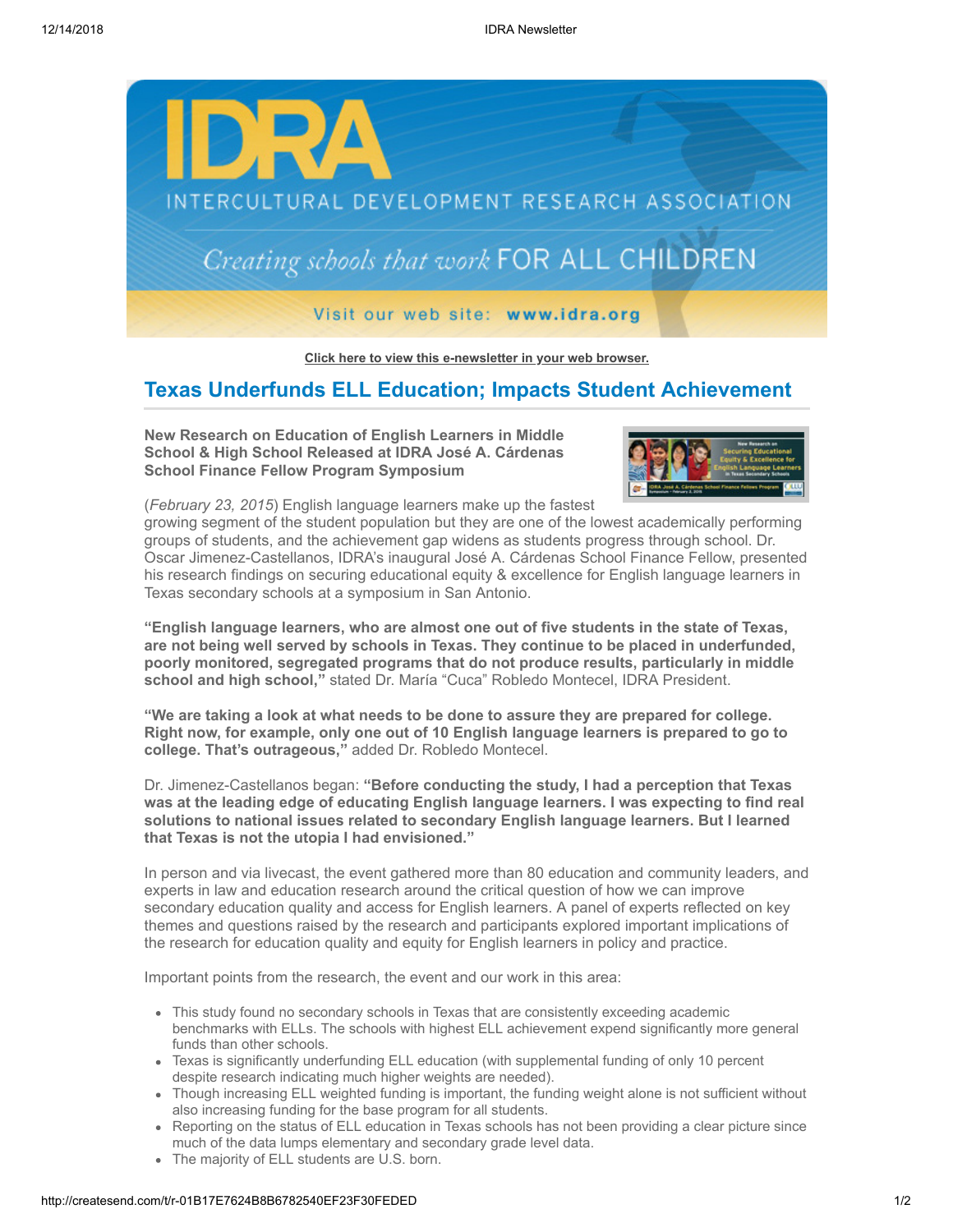IDRA

INTERCULTURAL DEVELOPMENT RESEARCH ASSOCIATION

*Creating schools that work* FOR ALL CHILDREN

Visit our web site: **www.idra.org**

**Click here to view this e-newsletter in your web browser.**

## Texas Underfunds ELL Education; Impacts Student Achievement

**New Research on Education of English Learners in Middle School & High School Released at IDRA José A. Cárdenas School Finance Fellow Program Symposium**

(*February 23, 2015*) English language learners make up the fastest growing segment of the student population but they are one of the lowest academically performing groups of students, and the achievement gap widens as students progress through school. Dr. Oscar Jimenez-Castellanos, IDRA's inaugural José A. Cárdenas School Finance Fellow, presented his research findings on securing educational equity & excellence for English language learners in Texas secondary schools at a symposium in San Antonio.

**"English language learners, who are almost one out of five students in the state of Texas, are not being well served by schools in Texas. They continue to be placed in underfunded, poorly monitored, segregated programs that do not produce results, particularly in middle school and high school,"** stated Dr. María "Cuca" Robledo Montecel, IDRA President.

**"We are taking a look at what needs to be done to assure they are prepared for college. Right now, for example, only one out of 10 English language learners is prepared to go to college. That's outrageous,"** added Dr. Robledo Montecel.

Dr. Jimenez-Castellanos began: **"Before conducting the study, I had a perception that Texas was at the leading edge of educating English language learners. I was expecting to find real solutions to national issues related to secondary English language learners. But I learned that Texas is not the utopia I had envisioned."**

In person and via livecast, the event gathered more than 80 education and community leaders, and experts in law and education research around the critical question of how we can improve secondary education quality and access for English learners. A panel of experts reflected on key themes and questions raised by the research and participants explored important implications of the research for education quality and equity for English learners in policy and practice.

Important points from the research, the event and our work in this area:

- This study found no secondary schools in Texas that are consistently exceeding academic benchmarks with ELLs. The schools with highest ELL achievement expend significantly more general funds than other schools.
- Texas is significantly underfunding ELL education (with supplemental funding of only 10 percent despite research indicating much higher weights are needed).
- Though increasing ELL weighted funding is important, the funding weight alone is not sufficient without also increasing funding for the base program for all students.
- Reporting on the status of ELL education in Texas schools has not been providing a clear picture since much of the data lumps elementary and secondary grade level data.
- The majority of ELL students are U.S. born.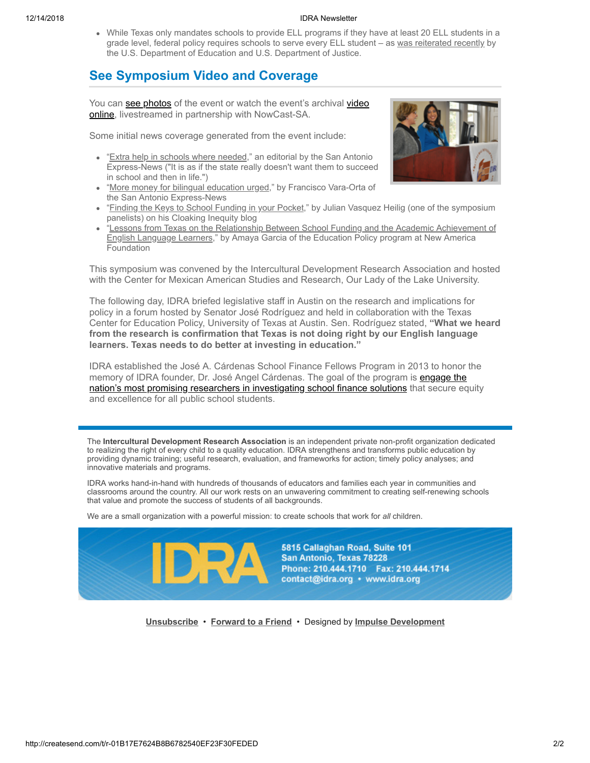- While Texas only mandates schools to provide ELL programs if they have at least 20 ELL students in a grade level, federal policy requires schools to serve every ELL student – as was reiterated recently by the U.S. Department of Education and U.S. Department of Justice.

## See Symposium Video and Coverage

You can see photos of the event or watch the event's archival video online, livestreamed in partnership with NowCast-SA.

Some initial news coverage generated from the event include:

- "Extra help in schools where needed," an editorial by the San Antonio Express-News ("It is as if the state really doesn't want them to succeed in school and then in life.")
- "More money for bilingual education urged," by Francisco Vara-Orta of the San Antonio Express-News
- "Finding the Keys to School Funding in your Pocket," by Julian Vasquez Heilig (one of the symposium panelists) on his Cloaking Inequity blog
- "Lessons from Texas on the Relationship Between School Funding and the Academic Achievement of English Language Learners," by Amaya Garcia of the Education Policy program at New America Foundation

This symposium was convened by the Intercultural Development Research Association and hosted with the Center for Mexican American Studies and Research, Our Lady of the Lake University.

The following day, IDRA briefed legislative staff in Austin on the research and implications for policy in a forum hosted by Senator José Rodríguez and held in collaboration with the Texas Center for Education Policy, University of Texas at Austin. Sen. Rodríguez stated, **"What we heard from the research is confirmation that Texas is not doing right by our English language learners. Texas needs to do better at investing in education."**

IDRA established the José A. Cárdenas School Finance Fellows Program in 2013 to honor the memory of IDRA founder, Dr. José Angel Cárdenas. The goal of the program is engage the nation's most promising researchers in investigating school finance solutions that secure equity and excellence for all public school students.

---

The **Intercultural Development Research Association** is an independent private non-profit organization dedicated to realizing the right of every child to a quality education. IDRA strengthens and transforms public education by providing dynamic training; useful research, evaluation, and frameworks for action; timely policy analyses; and innovative materials and programs.

IDRA works hand-in-hand with hundreds of thousands of educators and families each year in communities and classrooms around the country. All our work rests on an unwavering commitment to creating self-renewing schools that value and promote the success of students of all backgrounds.

We are a small organization with a powerful mission: to create schools that work for *all* children.

IDRA

5815 Callaghan Road, Suite 101
San Antonio, Texas 78228
Phone: 210.444.1710 Fax: 210.444.1714
contact@idra.org • www.idra.org

**Unsubscribe** • **Forward to a Friend** • Designed by **Impulse Development**